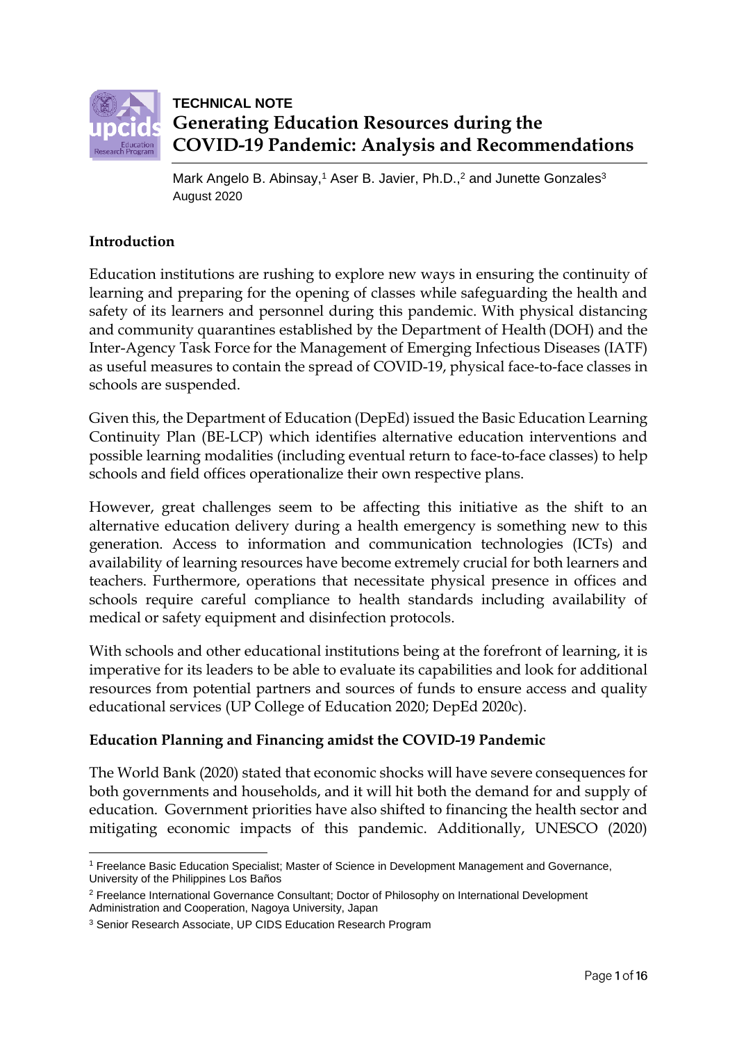**TECHNICAL NOTE**

# Generating Education Resources during the COVID-19 Pandemic: Analysis and Recommendations

Mark Angelo B. Abinsay,[1] Aser B. Javier, Ph.D.,[2] and Junette Gonzales[3]
August 2020

## Introduction

Education institutions are rushing to explore new ways in ensuring the continuity of learning and preparing for the opening of classes while safeguarding the health and safety of its learners and personnel during this pandemic. With physical distancing and community quarantines established by the Department of Health (DOH) and the Inter-Agency Task Force for the Management of Emerging Infectious Diseases (IATF) as useful measures to contain the spread of COVID-19, physical face-to-face classes in schools are suspended.

Given this, the Department of Education (DepEd) issued the Basic Education Learning Continuity Plan (BE-LCP) which identifies alternative education interventions and possible learning modalities (including eventual return to face-to-face classes) to help schools and field offices operationalize their own respective plans.

However, great challenges seem to be affecting this initiative as the shift to an alternative education delivery during a health emergency is something new to this generation. Access to information and communication technologies (ICTs) and availability of learning resources have become extremely crucial for both learners and teachers. Furthermore, operations that necessitate physical presence in offices and schools require careful compliance to health standards including availability of medical or safety equipment and disinfection protocols.

With schools and other educational institutions being at the forefront of learning, it is imperative for its leaders to be able to evaluate its capabilities and look for additional resources from potential partners and sources of funds to ensure access and quality educational services (UP College of Education 2020; DepEd 2020c).

## Education Planning and Financing amidst the COVID-19 Pandemic

The World Bank (2020) stated that economic shocks will have severe consequences for both governments and households, and it will hit both the demand for and supply of education. Government priorities have also shifted to financing the health sector and mitigating economic impacts of this pandemic. Additionally, UNESCO (2020)

---

[1] Freelance Basic Education Specialist; Master of Science in Development Management and Governance, University of the Philippines Los Baños

[2] Freelance International Governance Consultant; Doctor of Philosophy on International Development Administration and Cooperation, Nagoya University, Japan

[3] Senior Research Associate, UP CIDS Education Research Program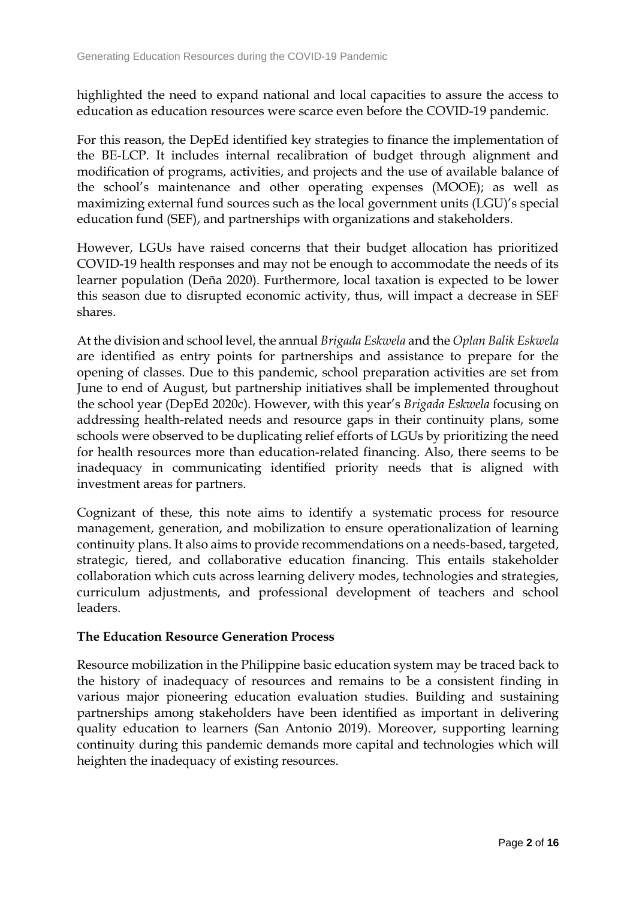highlighted the need to expand national and local capacities to assure the access to education as education resources were scarce even before the COVID-19 pandemic.

For this reason, the DepEd identified key strategies to finance the implementation of the BE-LCP. It includes internal recalibration of budget through alignment and modification of programs, activities, and projects and the use of available balance of the school's maintenance and other operating expenses (MOOE); as well as maximizing external fund sources such as the local government units (LGU)'s special education fund (SEF), and partnerships with organizations and stakeholders.

However, LGUs have raised concerns that their budget allocation has prioritized COVID-19 health responses and may not be enough to accommodate the needs of its learner population (Deña 2020). Furthermore, local taxation is expected to be lower this season due to disrupted economic activity, thus, will impact a decrease in SEF shares.

At the division and school level, the annual *Brigada Eskwela* and the *Oplan Balik Eskwela* are identified as entry points for partnerships and assistance to prepare for the opening of classes. Due to this pandemic, school preparation activities are set from June to end of August, but partnership initiatives shall be implemented throughout the school year (DepEd 2020c). However, with this year's *Brigada Eskwela* focusing on addressing health-related needs and resource gaps in their continuity plans, some schools were observed to be duplicating relief efforts of LGUs by prioritizing the need for health resources more than education-related financing. Also, there seems to be inadequacy in communicating identified priority needs that is aligned with investment areas for partners.

Cognizant of these, this note aims to identify a systematic process for resource management, generation, and mobilization to ensure operationalization of learning continuity plans. It also aims to provide recommendations on a needs-based, targeted, strategic, tiered, and collaborative education financing. This entails stakeholder collaboration which cuts across learning delivery modes, technologies and strategies, curriculum adjustments, and professional development of teachers and school leaders.

**The Education Resource Generation Process**

Resource mobilization in the Philippine basic education system may be traced back to the history of inadequacy of resources and remains to be a consistent finding in various major pioneering education evaluation studies. Building and sustaining partnerships among stakeholders have been identified as important in delivering quality education to learners (San Antonio 2019). Moreover, supporting learning continuity during this pandemic demands more capital and technologies which will heighten the inadequacy of existing resources.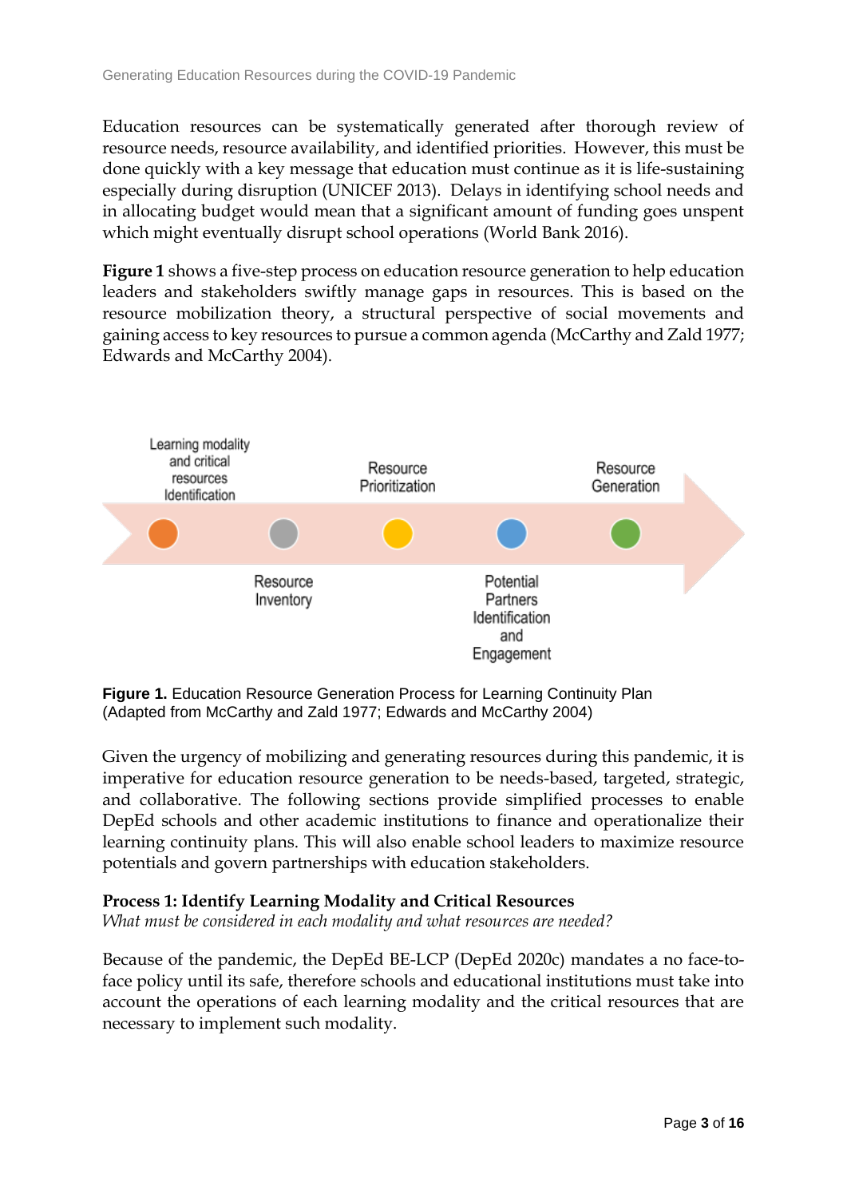Education resources can be systematically generated after thorough review of resource needs, resource availability, and identified priorities. However, this must be done quickly with a key message that education must continue as it is life-sustaining especially during disruption (UNICEF 2013). Delays in identifying school needs and in allocating budget would mean that a significant amount of funding goes unspent which might eventually disrupt school operations (World Bank 2016).

**Figure 1** shows a five-step process on education resource generation to help education leaders and stakeholders swiftly manage gaps in resources. This is based on the resource mobilization theory, a structural perspective of social movements and gaining access to key resources to pursue a common agenda (McCarthy and Zald 1977; Edwards and McCarthy 2004).

Learning modality and critical resources Identification

Resource Inventory

Resource Prioritization

Potential Partners Identification and Engagement

Resource Generation

**Figure 1.** Education Resource Generation Process for Learning Continuity Plan (Adapted from McCarthy and Zald 1977; Edwards and McCarthy 2004)

Given the urgency of mobilizing and generating resources during this pandemic, it is imperative for education resource generation to be needs-based, targeted, strategic, and collaborative. The following sections provide simplified processes to enable DepEd schools and other academic institutions to finance and operationalize their learning continuity plans. This will also enable school leaders to maximize resource potentials and govern partnerships with education stakeholders.

**Process 1: Identify Learning Modality and Critical Resources**
*What must be considered in each modality and what resources are needed?*

Because of the pandemic, the DepEd BE-LCP (DepEd 2020c) mandates a no face-to-face policy until its safe, therefore schools and educational institutions must take into account the operations of each learning modality and the critical resources that are necessary to implement such modality.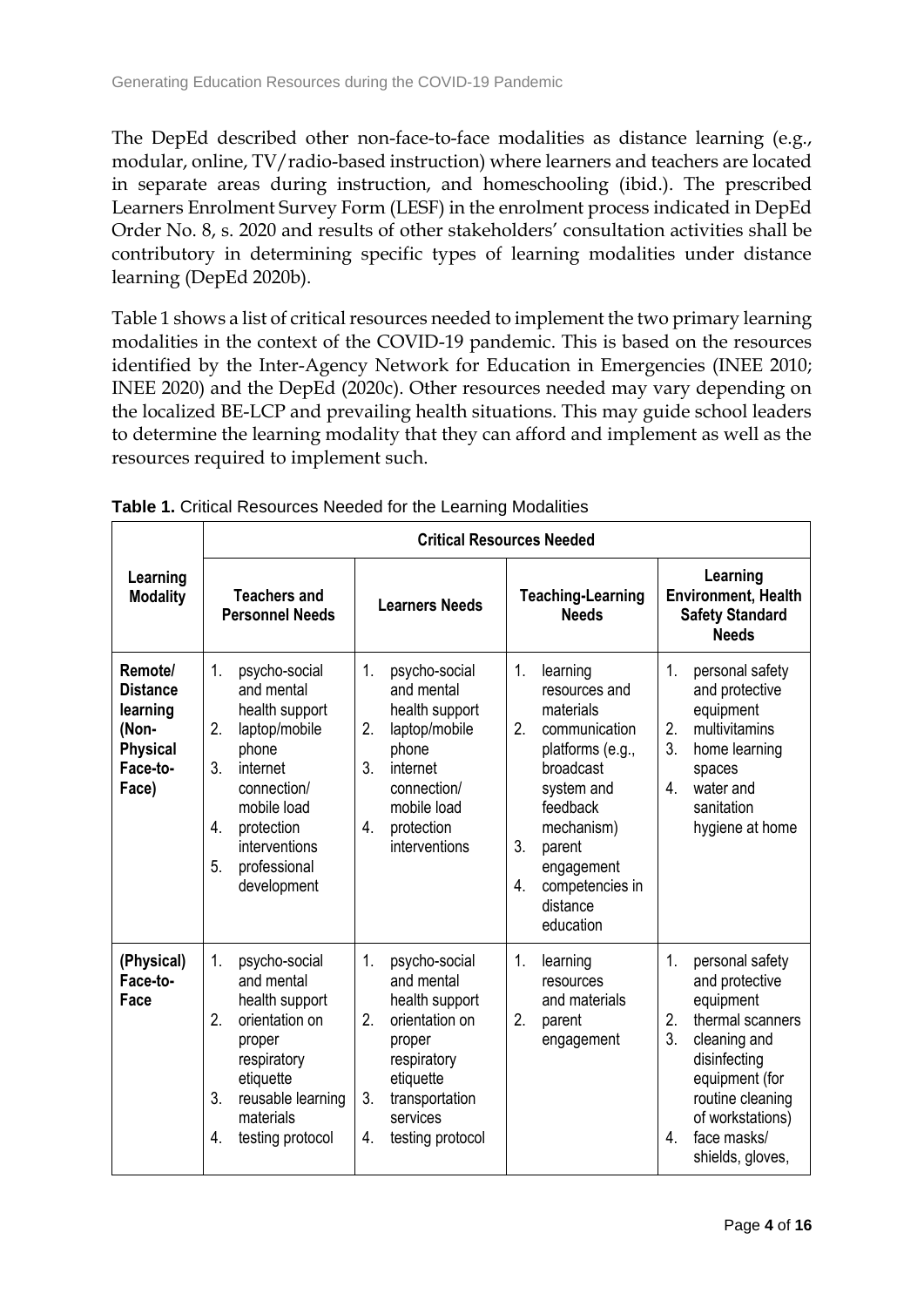The DepEd described other non-face-to-face modalities as distance learning (e.g., modular, online, TV/radio-based instruction) where learners and teachers are located in separate areas during instruction, and homeschooling (ibid.). The prescribed Learners Enrolment Survey Form (LESF) in the enrolment process indicated in DepEd Order No. 8, s. 2020 and results of other stakeholders' consultation activities shall be contributory in determining specific types of learning modalities under distance learning (DepEd 2020b).

Table 1 shows a list of critical resources needed to implement the two primary learning modalities in the context of the COVID-19 pandemic. This is based on the resources identified by the Inter-Agency Network for Education in Emergencies (INEE 2010; INEE 2020) and the DepEd (2020c). Other resources needed may vary depending on the localized BE-LCP and prevailing health situations. This may guide school leaders to determine the learning modality that they can afford and implement as well as the resources required to implement such.

**Table 1.** Critical Resources Needed for the Learning Modalities

| Learning Modality | Critical Resources Needed | | | |
|---|---|---|---|---|
| | **Teachers and Personnel Needs** | **Learners Needs** | **Teaching-Learning Needs** | **Learning Environment, Health Safety Standard Needs** |
| **Remote/ Distance learning (Non-Physical Face-to-Face)** | 1. psycho-social and mental health support<br>2. laptop/mobile phone<br>3. internet connection/ mobile load<br>4. protection interventions<br>5. professional development | 1. psycho-social and mental health support<br>2. laptop/mobile phone<br>3. internet connection/ mobile load<br>4. protection interventions | 1. learning resources and materials<br>2. communication platforms (e.g., broadcast system and feedback mechanism)<br>3. parent engagement<br>4. competencies in distance education | 1. personal safety and protective equipment<br>2. multivitamins<br>3. home learning spaces<br>4. water and sanitation hygiene at home |
| **(Physical) Face-to-Face** | 1. psycho-social and mental health support<br>2. orientation on proper respiratory etiquette<br>3. reusable learning materials<br>4. testing protocol | 1. psycho-social and mental health support<br>2. orientation on proper respiratory etiquette<br>3. transportation services<br>4. testing protocol | 1. learning resources and materials<br>2. parent engagement | 1. personal safety and protective equipment<br>2. thermal scanners<br>3. cleaning and disinfecting equipment (for routine cleaning of workstations)<br>4. face masks/ shields, gloves, |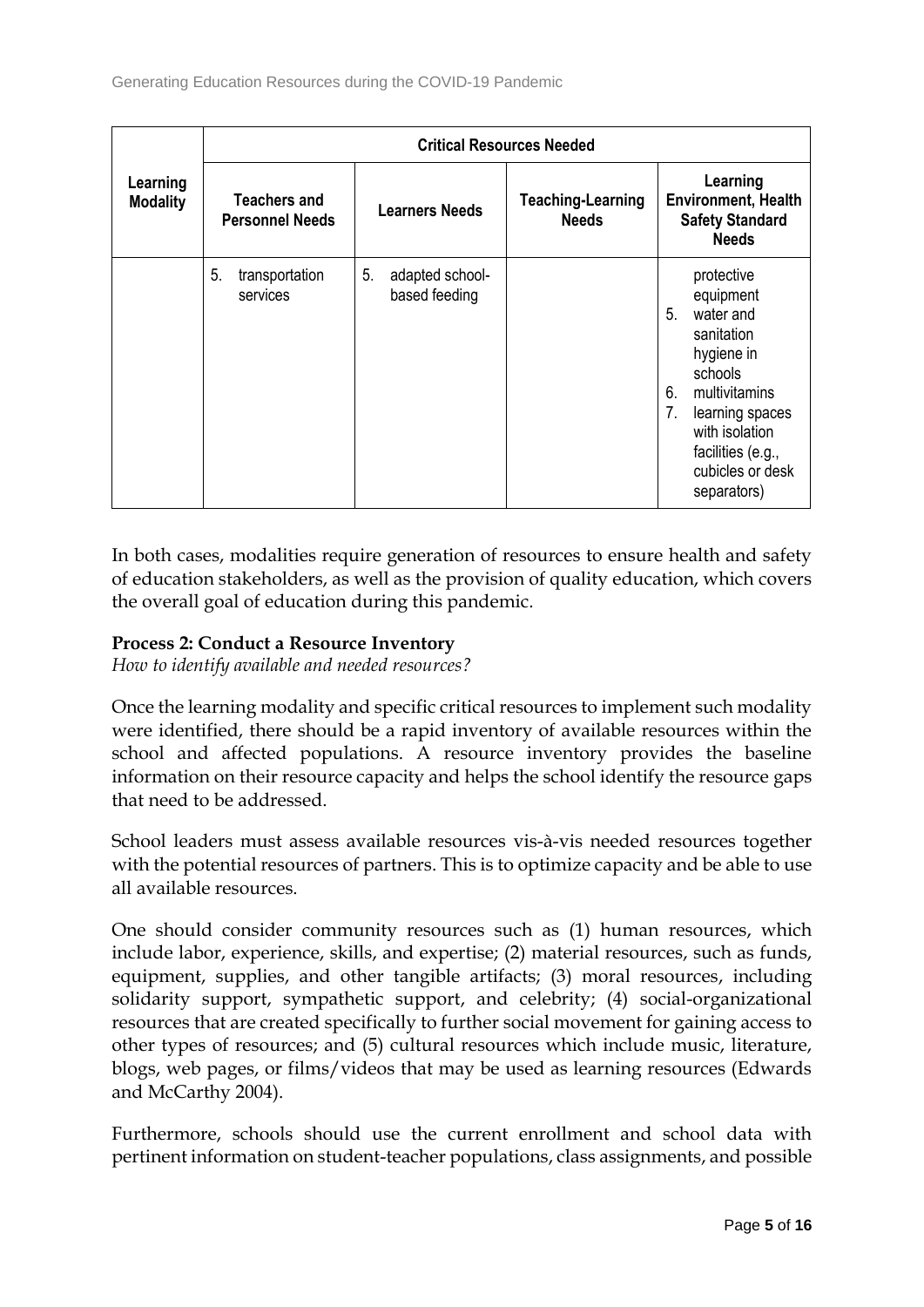| Learning Modality | Critical Resources Needed | | | |
|---|---|---|---|---|
| | Teachers and Personnel Needs | Learners Needs | Teaching-Learning Needs | Learning Environment, Health Safety Standard Needs |
| | 5. transportation services | 5. adapted school-based feeding | | protective equipment<br>5. water and sanitation hygiene in schools<br>6. multivitamins<br>7. learning spaces with isolation facilities (e.g., cubicles or desk separators) |

In both cases, modalities require generation of resources to ensure health and safety of education stakeholders, as well as the provision of quality education, which covers the overall goal of education during this pandemic.

**Process 2: Conduct a Resource Inventory**

*How to identify available and needed resources?*

Once the learning modality and specific critical resources to implement such modality were identified, there should be a rapid inventory of available resources within the school and affected populations. A resource inventory provides the baseline information on their resource capacity and helps the school identify the resource gaps that need to be addressed.

School leaders must assess available resources vis-à-vis needed resources together with the potential resources of partners. This is to optimize capacity and be able to use all available resources.

One should consider community resources such as (1) human resources, which include labor, experience, skills, and expertise; (2) material resources, such as funds, equipment, supplies, and other tangible artifacts; (3) moral resources, including solidarity support, sympathetic support, and celebrity; (4) social-organizational resources that are created specifically to further social movement for gaining access to other types of resources; and (5) cultural resources which include music, literature, blogs, web pages, or films/videos that may be used as learning resources (Edwards and McCarthy 2004).

Furthermore, schools should use the current enrollment and school data with pertinent information on student-teacher populations, class assignments, and possible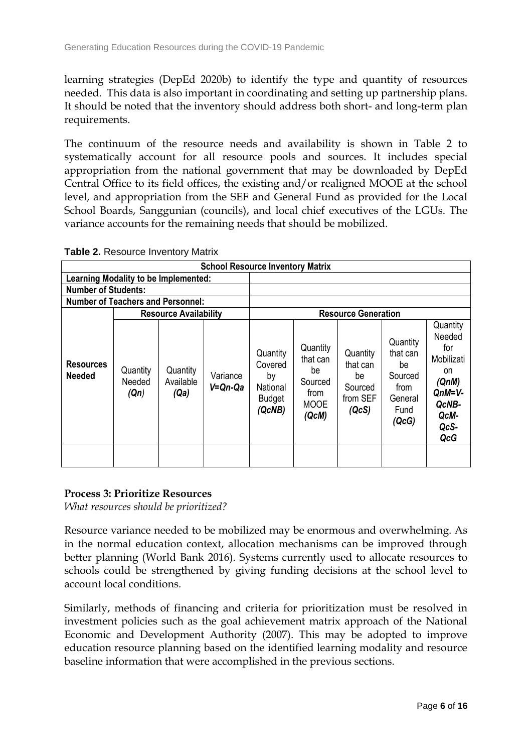learning strategies (DepEd 2020b) to identify the type and quantity of resources needed. This data is also important in coordinating and setting up partnership plans. It should be noted that the inventory should address both short- and long-term plan requirements.

The continuum of the resource needs and availability is shown in Table 2 to systematically account for all resource pools and sources. It includes special appropriation from the national government that may be downloaded by DepEd Central Office to its field offices, the existing and/or realigned MOOE at the school level, and appropriation from the SEF and General Fund as provided for the Local School Boards, Sanggunian (councils), and local chief executives of the LGUs. The variance accounts for the remaining needs that should be mobilized.

**Table 2.** Resource Inventory Matrix

| **School Resource Inventory Matrix** | | | | | | | | |
|---|---|---|---|---|---|---|---|---|
| **Learning Modality to be Implemented:** | | | | | | | | |
| **Number of Students:** | | | | | | | | |
| **Number of Teachers and Personnel:** | | | | | | | | |
| | **Resource Availability** | | | **Resource Generation** | | | | |
| **Resources Needed** | Quantity Needed ***(Qn)*** | Quantity Available ***(Qa)*** | Variance ***V=Qn-Qa*** | Quantity Covered by National Budget ***(QcNB)*** | Quantity that can be Sourced from MOOE ***(QcM)*** | Quantity that can be Sourced from SEF ***(QcS)*** | Quantity that can be Sourced from General Fund ***(QcG)*** | Quantity Needed for Mobilization ***(QnM)*** ***QnM=V-QcNB-QcM-QcS-QcG*** |
| | | | | | | | | |

**Process 3: Prioritize Resources**

*What resources should be prioritized?*

Resource variance needed to be mobilized may be enormous and overwhelming. As in the normal education context, allocation mechanisms can be improved through better planning (World Bank 2016). Systems currently used to allocate resources to schools could be strengthened by giving funding decisions at the school level to account local conditions.

Similarly, methods of financing and criteria for prioritization must be resolved in investment policies such as the goal achievement matrix approach of the National Economic and Development Authority (2007). This may be adopted to improve education resource planning based on the identified learning modality and resource baseline information that were accomplished in the previous sections.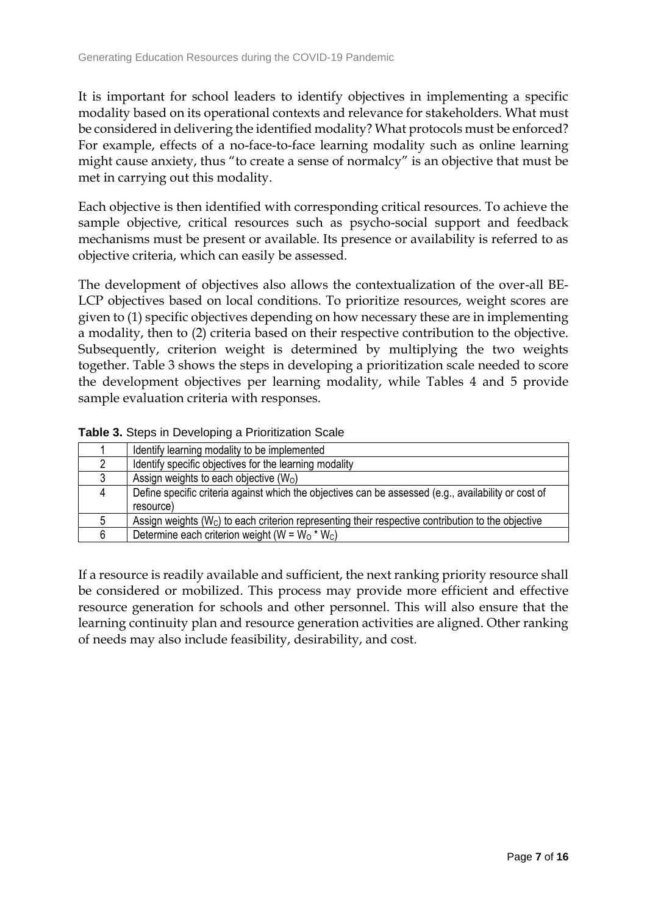It is important for school leaders to identify objectives in implementing a specific modality based on its operational contexts and relevance for stakeholders. What must be considered in delivering the identified modality? What protocols must be enforced? For example, effects of a no-face-to-face learning modality such as online learning might cause anxiety, thus "to create a sense of normalcy" is an objective that must be met in carrying out this modality.

Each objective is then identified with corresponding critical resources. To achieve the sample objective, critical resources such as psycho-social support and feedback mechanisms must be present or available. Its presence or availability is referred to as objective criteria, which can easily be assessed.

The development of objectives also allows the contextualization of the over-all BE-LCP objectives based on local conditions. To prioritize resources, weight scores are given to (1) specific objectives depending on how necessary these are in implementing a modality, then to (2) criteria based on their respective contribution to the objective. Subsequently, criterion weight is determined by multiplying the two weights together. Table 3 shows the steps in developing a prioritization scale needed to score the development objectives per learning modality, while Tables 4 and 5 provide sample evaluation criteria with responses.

**Table 3.** Steps in Developing a Prioritization Scale

| | |
|---|---|
| 1 | Identify learning modality to be implemented |
| 2 | Identify specific objectives for the learning modality |
| 3 | Assign weights to each objective ($W_O$) |
| 4 | Define specific criteria against which the objectives can be assessed (e.g., availability or cost of resource) |
| 5 | Assign weights ($W_C$) to each criterion representing their respective contribution to the objective |
| 6 | Determine each criterion weight ($W = W_O * W_C$) |

If a resource is readily available and sufficient, the next ranking priority resource shall be considered or mobilized. This process may provide more efficient and effective resource generation for schools and other personnel. This will also ensure that the learning continuity plan and resource generation activities are aligned. Other ranking of needs may also include feasibility, desirability, and cost.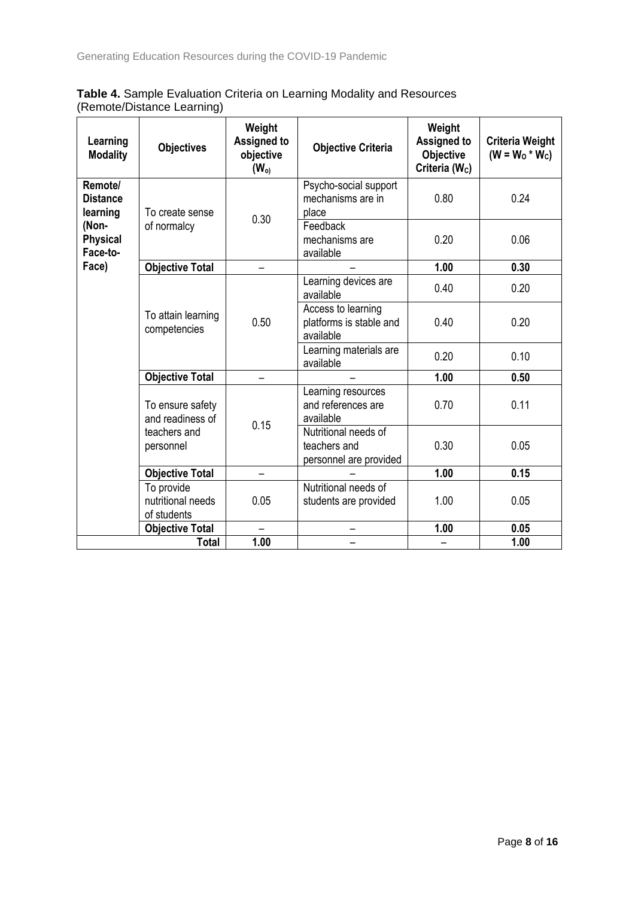**Table 4.** Sample Evaluation Criteria on Learning Modality and Resources (Remote/Distance Learning)

| Learning Modality | Objectives | Weight Assigned to objective ($W_o$) | Objective Criteria | Weight Assigned to Objective Criteria ($W_C$) | Criteria Weight ($W = W_O * W_C$) |
|---|---|---|---|---|---|
| **Remote/ Distance learning (Non-Physical Face-to-Face)** | To create sense of normalcy | 0.30 | Psycho-social support mechanisms are in place | 0.80 | 0.24 |
| | | | Feedback mechanisms are available | 0.20 | 0.06 |
| | **Objective Total** | – | – | **1.00** | **0.30** |
| | To attain learning competencies | 0.50 | Learning devices are available | 0.40 | 0.20 |
| | | | Access to learning platforms is stable and available | 0.40 | 0.20 |
| | | | Learning materials are available | 0.20 | 0.10 |
| | **Objective Total** | – | – | **1.00** | **0.50** |
| | To ensure safety and readiness of teachers and personnel | 0.15 | Learning resources and references are available | 0.70 | 0.11 |
| | | | Nutritional needs of teachers and personnel are provided | 0.30 | 0.05 |
| | **Objective Total** | – | – | **1.00** | **0.15** |
| | To provide nutritional needs of students | 0.05 | Nutritional needs of students are provided | 1.00 | 0.05 |
| | **Objective Total** | – | – | **1.00** | **0.05** |
| | **Total** | **1.00** | – | – | **1.00** |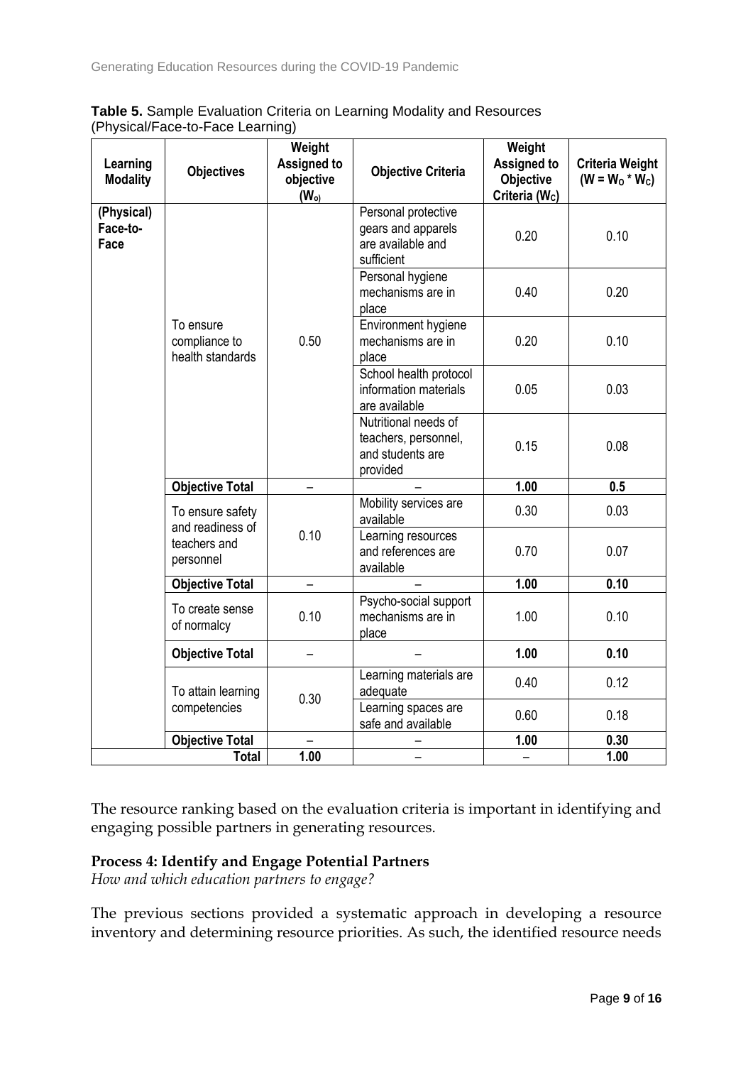**Table 5.** Sample Evaluation Criteria on Learning Modality and Resources (Physical/Face-to-Face Learning)

| Learning Modality | Objectives | Weight Assigned to objective ($W_o$) | Objective Criteria | Weight Assigned to Objective Criteria ($W_C$) | Criteria Weight ($W = W_O * W_C$) |
|---|---|---|---|---|---|
| (Physical) Face-to-Face | To ensure compliance to health standards | 0.50 | Personal protective gears and apparels are available and sufficient | 0.20 | 0.10 |
| | | | Personal hygiene mechanisms are in place | 0.40 | 0.20 |
| | | | Environment hygiene mechanisms are in place | 0.20 | 0.10 |
| | | | School health protocol information materials are available | 0.05 | 0.03 |
| | | | Nutritional needs of teachers, personnel, and students are provided | 0.15 | 0.08 |
| | **Objective Total** | – | – | **1.00** | **0.5** |
| | To ensure safety and readiness of teachers and personnel | 0.10 | Mobility services are available | 0.30 | 0.03 |
| | | | Learning resources and references are available | 0.70 | 0.07 |
| | **Objective Total** | – | – | **1.00** | **0.10** |
| | To create sense of normalcy | 0.10 | Psycho-social support mechanisms are in place | 1.00 | 0.10 |
| | **Objective Total** | – | – | **1.00** | **0.10** |
| | To attain learning competencies | 0.30 | Learning materials are adequate | 0.40 | 0.12 |
| | | | Learning spaces are safe and available | 0.60 | 0.18 |
| | **Objective Total** | – | – | **1.00** | **0.30** |
| | **Total** | **1.00** | – | – | **1.00** |

The resource ranking based on the evaluation criteria is important in identifying and engaging possible partners in generating resources.

### Process 4: Identify and Engage Potential Partners

*How and which education partners to engage?*

The previous sections provided a systematic approach in developing a resource inventory and determining resource priorities. As such, the identified resource needs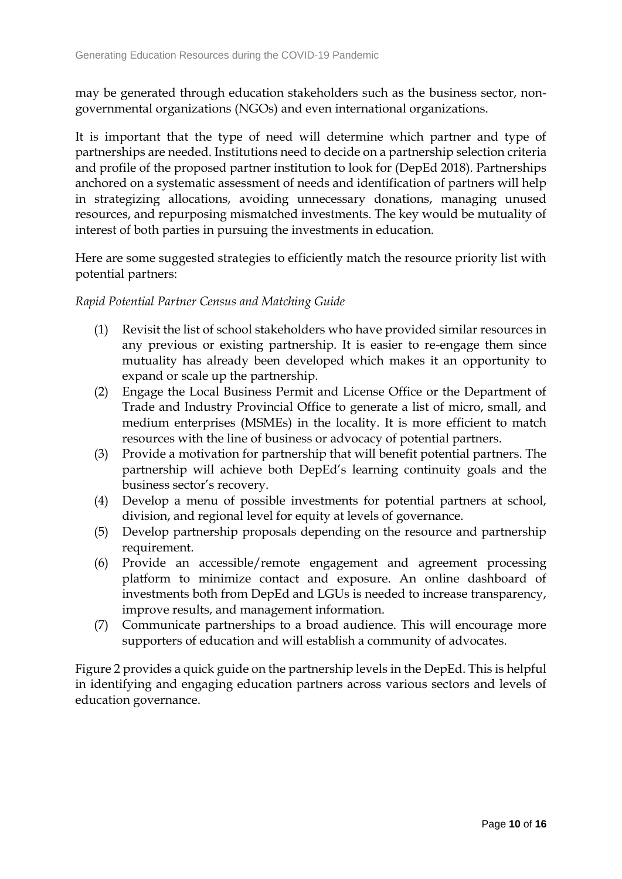may be generated through education stakeholders such as the business sector, non-governmental organizations (NGOs) and even international organizations.

It is important that the type of need will determine which partner and type of partnerships are needed. Institutions need to decide on a partnership selection criteria and profile of the proposed partner institution to look for (DepEd 2018). Partnerships anchored on a systematic assessment of needs and identification of partners will help in strategizing allocations, avoiding unnecessary donations, managing unused resources, and repurposing mismatched investments. The key would be mutuality of interest of both parties in pursuing the investments in education.

Here are some suggested strategies to efficiently match the resource priority list with potential partners:

*Rapid Potential Partner Census and Matching Guide*

(1) Revisit the list of school stakeholders who have provided similar resources in any previous or existing partnership. It is easier to re-engage them since mutuality has already been developed which makes it an opportunity to expand or scale up the partnership.
(2) Engage the Local Business Permit and License Office or the Department of Trade and Industry Provincial Office to generate a list of micro, small, and medium enterprises (MSMEs) in the locality. It is more efficient to match resources with the line of business or advocacy of potential partners.
(3) Provide a motivation for partnership that will benefit potential partners. The partnership will achieve both DepEd's learning continuity goals and the business sector's recovery.
(4) Develop a menu of possible investments for potential partners at school, division, and regional level for equity at levels of governance.
(5) Develop partnership proposals depending on the resource and partnership requirement.
(6) Provide an accessible/remote engagement and agreement processing platform to minimize contact and exposure. An online dashboard of investments both from DepEd and LGUs is needed to increase transparency, improve results, and management information.
(7) Communicate partnerships to a broad audience. This will encourage more supporters of education and will establish a community of advocates.

Figure 2 provides a quick guide on the partnership levels in the DepEd. This is helpful in identifying and engaging education partners across various sectors and levels of education governance.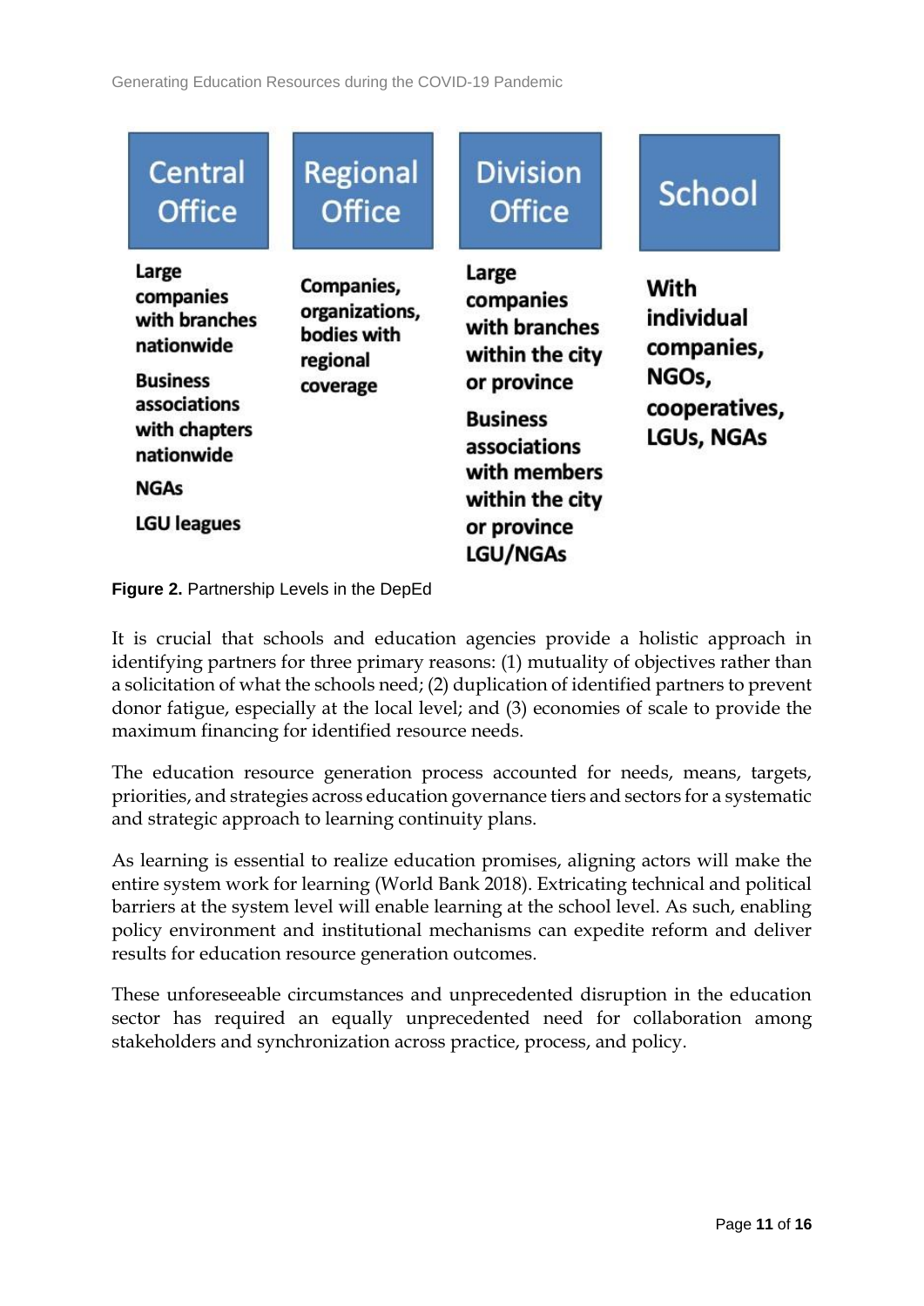| Central Office | Regional Office | Division Office | School |
|---|---|---|---|
| Large companies with branches nationwide<br>Business associations with chapters nationwide<br>NGAs<br>LGU leagues | Companies, organizations, bodies with regional coverage | Large companies with branches within the city or province<br>Business associations with members within the city or province<br>LGU/NGAs | With individual companies, NGOs, cooperatives, LGUs, NGAs |

**Figure 2.** Partnership Levels in the DepEd

It is crucial that schools and education agencies provide a holistic approach in identifying partners for three primary reasons: (1) mutuality of objectives rather than a solicitation of what the schools need; (2) duplication of identified partners to prevent donor fatigue, especially at the local level; and (3) economies of scale to provide the maximum financing for identified resource needs.

The education resource generation process accounted for needs, means, targets, priorities, and strategies across education governance tiers and sectors for a systematic and strategic approach to learning continuity plans.

As learning is essential to realize education promises, aligning actors will make the entire system work for learning (World Bank 2018). Extricating technical and political barriers at the system level will enable learning at the school level. As such, enabling policy environment and institutional mechanisms can expedite reform and deliver results for education resource generation outcomes.

These unforeseeable circumstances and unprecedented disruption in the education sector has required an equally unprecedented need for collaboration among stakeholders and synchronization across practice, process, and policy.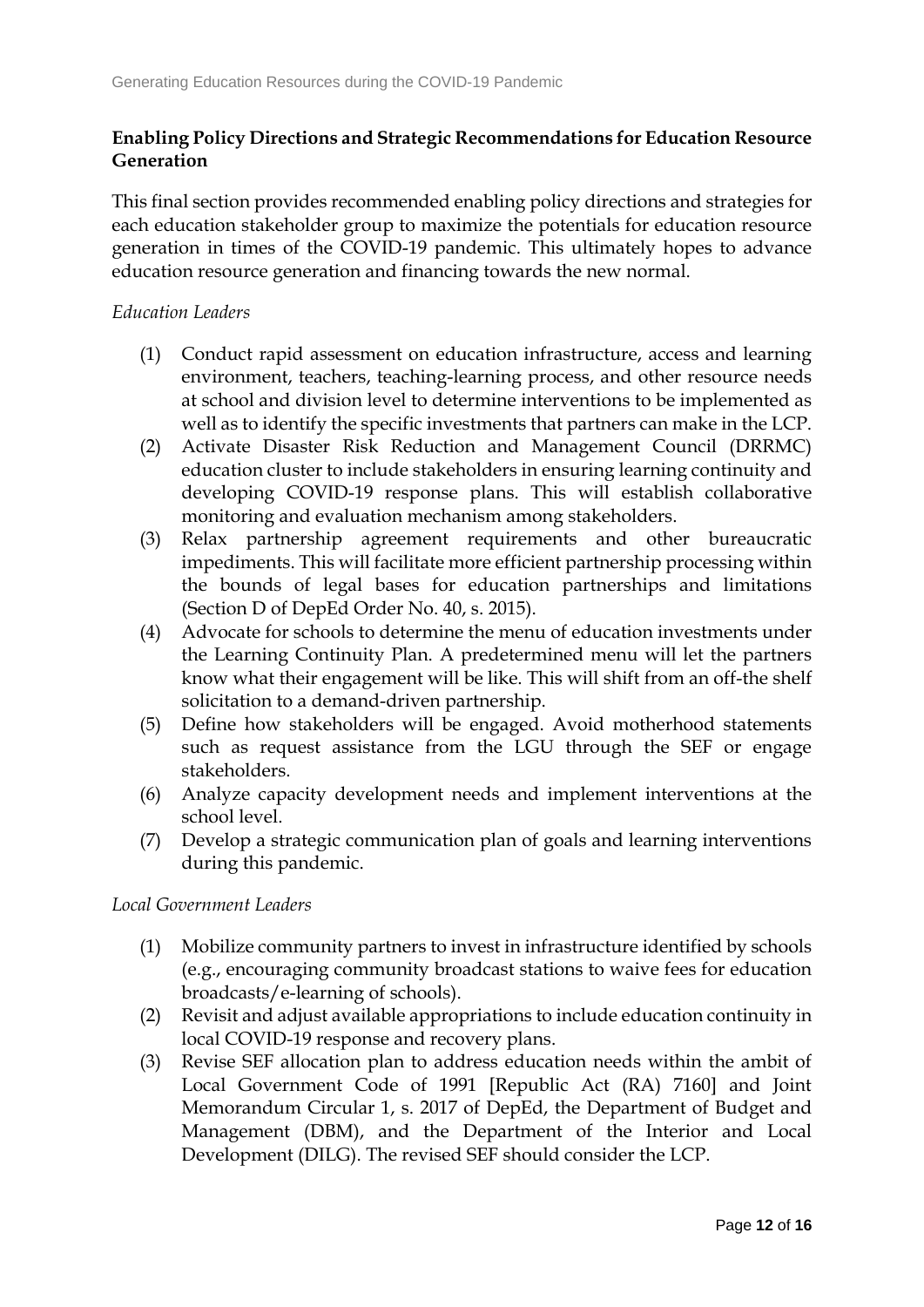**Enabling Policy Directions and Strategic Recommendations for Education Resource Generation**

This final section provides recommended enabling policy directions and strategies for each education stakeholder group to maximize the potentials for education resource generation in times of the COVID-19 pandemic. This ultimately hopes to advance education resource generation and financing towards the new normal.

*Education Leaders*

(1) Conduct rapid assessment on education infrastructure, access and learning environment, teachers, teaching-learning process, and other resource needs at school and division level to determine interventions to be implemented as well as to identify the specific investments that partners can make in the LCP.
(2) Activate Disaster Risk Reduction and Management Council (DRRMC) education cluster to include stakeholders in ensuring learning continuity and developing COVID-19 response plans. This will establish collaborative monitoring and evaluation mechanism among stakeholders.
(3) Relax partnership agreement requirements and other bureaucratic impediments. This will facilitate more efficient partnership processing within the bounds of legal bases for education partnerships and limitations (Section D of DepEd Order No. 40, s. 2015).
(4) Advocate for schools to determine the menu of education investments under the Learning Continuity Plan. A predetermined menu will let the partners know what their engagement will be like. This will shift from an off-the shelf solicitation to a demand-driven partnership.
(5) Define how stakeholders will be engaged. Avoid motherhood statements such as request assistance from the LGU through the SEF or engage stakeholders.
(6) Analyze capacity development needs and implement interventions at the school level.
(7) Develop a strategic communication plan of goals and learning interventions during this pandemic.

*Local Government Leaders*

(1) Mobilize community partners to invest in infrastructure identified by schools (e.g., encouraging community broadcast stations to waive fees for education broadcasts/e-learning of schools).
(2) Revisit and adjust available appropriations to include education continuity in local COVID-19 response and recovery plans.
(3) Revise SEF allocation plan to address education needs within the ambit of Local Government Code of 1991 [Republic Act (RA) 7160] and Joint Memorandum Circular 1, s. 2017 of DepEd, the Department of Budget and Management (DBM), and the Department of the Interior and Local Development (DILG). The revised SEF should consider the LCP.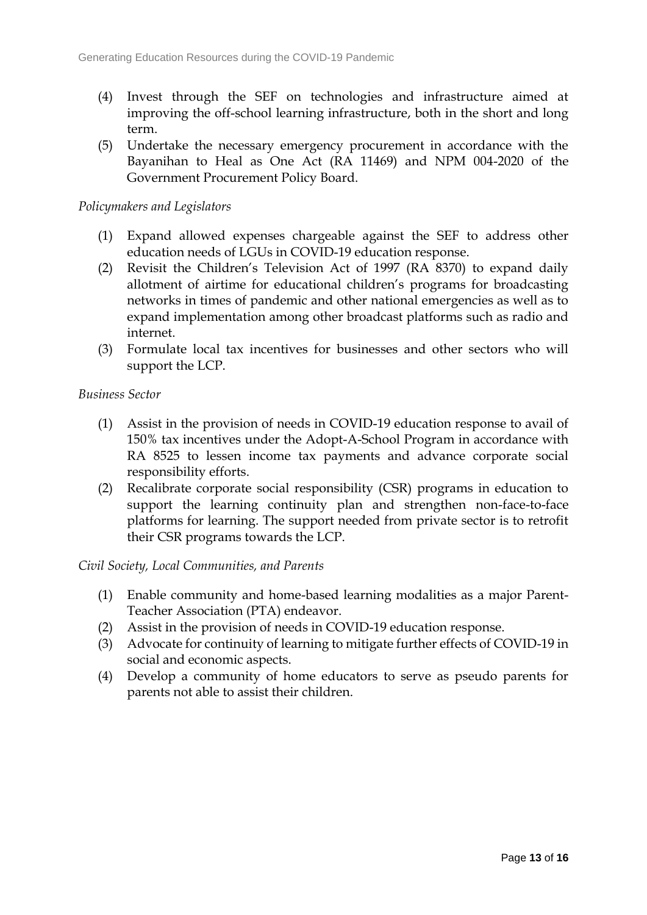(4) Invest through the SEF on technologies and infrastructure aimed at improving the off-school learning infrastructure, both in the short and long term.
(5) Undertake the necessary emergency procurement in accordance with the Bayanihan to Heal as One Act (RA 11469) and NPM 004-2020 of the Government Procurement Policy Board.

*Policymakers and Legislators*

(1) Expand allowed expenses chargeable against the SEF to address other education needs of LGUs in COVID-19 education response.
(2) Revisit the Children's Television Act of 1997 (RA 8370) to expand daily allotment of airtime for educational children's programs for broadcasting networks in times of pandemic and other national emergencies as well as to expand implementation among other broadcast platforms such as radio and internet.
(3) Formulate local tax incentives for businesses and other sectors who will support the LCP.

*Business Sector*

(1) Assist in the provision of needs in COVID-19 education response to avail of 150% tax incentives under the Adopt-A-School Program in accordance with RA 8525 to lessen income tax payments and advance corporate social responsibility efforts.
(2) Recalibrate corporate social responsibility (CSR) programs in education to support the learning continuity plan and strengthen non-face-to-face platforms for learning. The support needed from private sector is to retrofit their CSR programs towards the LCP.

*Civil Society, Local Communities, and Parents*

(1) Enable community and home-based learning modalities as a major Parent-Teacher Association (PTA) endeavor.
(2) Assist in the provision of needs in COVID-19 education response.
(3) Advocate for continuity of learning to mitigate further effects of COVID-19 in social and economic aspects.
(4) Develop a community of home educators to serve as pseudo parents for parents not able to assist their children.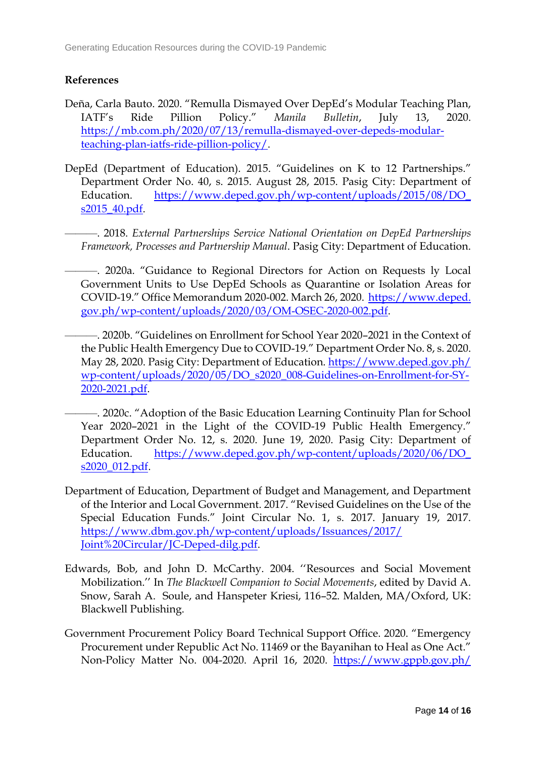**References**

Deña, Carla Bauto. 2020. "Remulla Dismayed Over DepEd's Modular Teaching Plan, IATF's Ride Pillion Policy." *Manila Bulletin*, July 13, 2020. https://mb.com.ph/2020/07/13/remulla-dismayed-over-depeds-modular-teaching-plan-iatfs-ride-pillion-policy/.

DepEd (Department of Education). 2015. "Guidelines on K to 12 Partnerships." Department Order No. 40, s. 2015. August 28, 2015. Pasig City: Department of Education. https://www.deped.gov.ph/wp-content/uploads/2015/08/DO_s2015_40.pdf.

———. 2018. *External Partnerships Service National Orientation on DepEd Partnerships Framework, Processes and Partnership Manual*. Pasig City: Department of Education.

———. 2020a. "Guidance to Regional Directors for Action on Requests ly Local Government Units to Use DepEd Schools as Quarantine or Isolation Areas for COVID-19." Office Memorandum 2020-002. March 26, 2020. https://www.deped.gov.ph/wp-content/uploads/2020/03/OM-OSEC-2020-002.pdf.

———. 2020b. "Guidelines on Enrollment for School Year 2020–2021 in the Context of the Public Health Emergency Due to COVID-19." Department Order No. 8, s. 2020. May 28, 2020. Pasig City: Department of Education. https://www.deped.gov.ph/wp-content/uploads/2020/05/DO_s2020_008-Guidelines-on-Enrollment-for-SY-2020-2021.pdf.

———. 2020c. "Adoption of the Basic Education Learning Continuity Plan for School Year 2020–2021 in the Light of the COVID-19 Public Health Emergency." Department Order No. 12, s. 2020. June 19, 2020. Pasig City: Department of Education. https://www.deped.gov.ph/wp-content/uploads/2020/06/DO_s2020_012.pdf.

Department of Education, Department of Budget and Management, and Department of the Interior and Local Government. 2017. "Revised Guidelines on the Use of the Special Education Funds." Joint Circular No. 1, s. 2017. January 19, 2017. https://www.dbm.gov.ph/wp-content/uploads/Issuances/2017/Joint%20Circular/JC-Deped-dilg.pdf.

Edwards, Bob, and John D. McCarthy. 2004. ''Resources and Social Movement Mobilization.'' In *The Blackwell Companion to Social Movements*, edited by David A. Snow, Sarah A. Soule, and Hanspeter Kriesi, 116–52. Malden, MA/Oxford, UK: Blackwell Publishing.

Government Procurement Policy Board Technical Support Office. 2020. "Emergency Procurement under Republic Act No. 11469 or the Bayanihan to Heal as One Act." Non-Policy Matter No. 004-2020. April 16, 2020. https://www.gppb.gov.ph/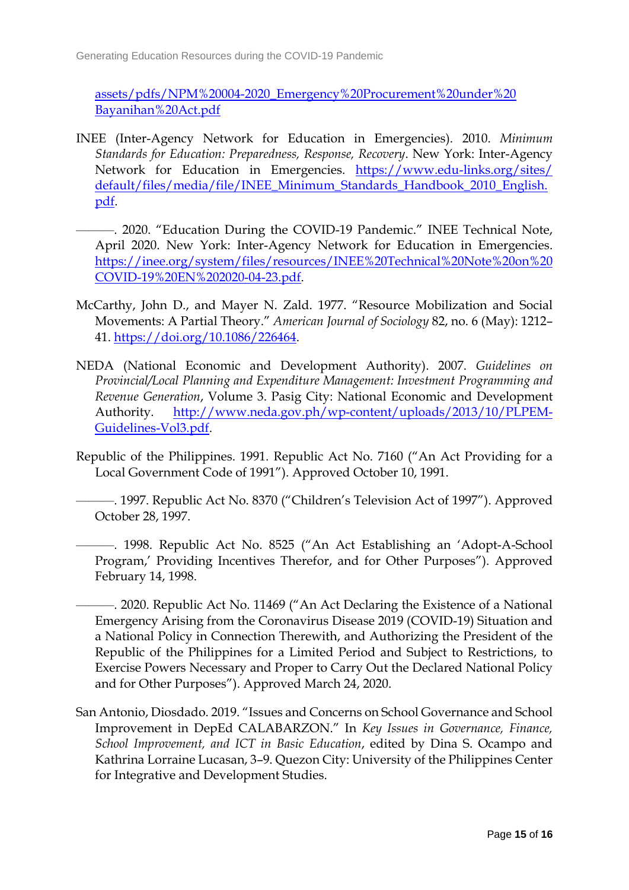assets/pdfs/NPM%20004-2020_Emergency%20Procurement%20under%20Bayanihan%20Act.pdf

INEE (Inter-Agency Network for Education in Emergencies). 2010. *Minimum Standards for Education: Preparedness, Response, Recovery*. New York: Inter-Agency Network for Education in Emergencies. https://www.edu-links.org/sites/default/files/media/file/INEE_Minimum_Standards_Handbook_2010_English.pdf.

———. 2020. "Education During the COVID-19 Pandemic." INEE Technical Note, April 2020. New York: Inter-Agency Network for Education in Emergencies. https://inee.org/system/files/resources/INEE%20Technical%20Note%20on%20COVID-19%20EN%202020-04-23.pdf.

McCarthy, John D., and Mayer N. Zald. 1977. "Resource Mobilization and Social Movements: A Partial Theory." *American Journal of Sociology* 82, no. 6 (May): 1212–41. https://doi.org/10.1086/226464.

NEDA (National Economic and Development Authority). 2007. *Guidelines on Provincial/Local Planning and Expenditure Management: Investment Programming and Revenue Generation*, Volume 3. Pasig City: National Economic and Development Authority. http://www.neda.gov.ph/wp-content/uploads/2013/10/PLPEM-Guidelines-Vol3.pdf.

Republic of the Philippines. 1991. Republic Act No. 7160 ("An Act Providing for a Local Government Code of 1991"). Approved October 10, 1991.

———. 1997. Republic Act No. 8370 ("Children's Television Act of 1997"). Approved October 28, 1997.

———. 1998. Republic Act No. 8525 ("An Act Establishing an 'Adopt-A-School Program,' Providing Incentives Therefor, and for Other Purposes"). Approved February 14, 1998.

———. 2020. Republic Act No. 11469 ("An Act Declaring the Existence of a National Emergency Arising from the Coronavirus Disease 2019 (COVID-19) Situation and a National Policy in Connection Therewith, and Authorizing the President of the Republic of the Philippines for a Limited Period and Subject to Restrictions, to Exercise Powers Necessary and Proper to Carry Out the Declared National Policy and for Other Purposes"). Approved March 24, 2020.

San Antonio, Diosdado. 2019. "Issues and Concerns on School Governance and School Improvement in DepEd CALABARZON." In *Key Issues in Governance, Finance, School Improvement, and ICT in Basic Education*, edited by Dina S. Ocampo and Kathrina Lorraine Lucasan, 3–9. Quezon City: University of the Philippines Center for Integrative and Development Studies.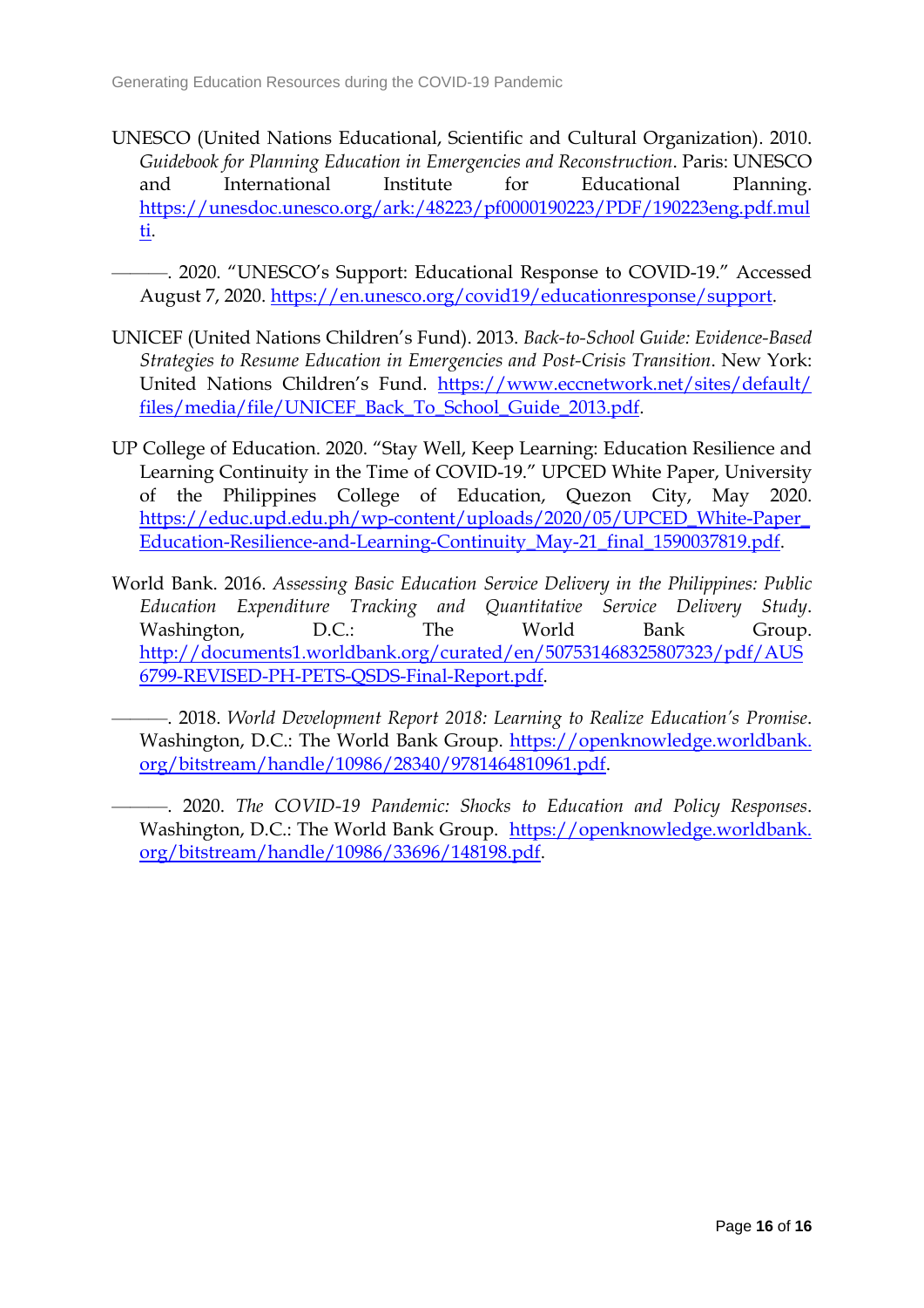UNESCO (United Nations Educational, Scientific and Cultural Organization). 2010. *Guidebook for Planning Education in Emergencies and Reconstruction*. Paris: UNESCO and International Institute for Educational Planning. https://unesdoc.unesco.org/ark:/48223/pf0000190223/PDF/190223eng.pdf.multi.

———. 2020. "UNESCO's Support: Educational Response to COVID-19." Accessed August 7, 2020. https://en.unesco.org/covid19/educationresponse/support.

UNICEF (United Nations Children's Fund). 2013. *Back-to-School Guide: Evidence-Based Strategies to Resume Education in Emergencies and Post-Crisis Transition*. New York: United Nations Children's Fund. https://www.eccnetwork.net/sites/default/files/media/file/UNICEF_Back_To_School_Guide_2013.pdf.

UP College of Education. 2020. "Stay Well, Keep Learning: Education Resilience and Learning Continuity in the Time of COVID-19." UPCED White Paper, University of the Philippines College of Education, Quezon City, May 2020. https://educ.upd.edu.ph/wp-content/uploads/2020/05/UPCED_White-Paper_Education-Resilience-and-Learning-Continuity_May-21_final_1590037819.pdf.

World Bank. 2016. *Assessing Basic Education Service Delivery in the Philippines: Public Education Expenditure Tracking and Quantitative Service Delivery Study*. Washington, D.C.: The World Bank Group. http://documents1.worldbank.org/curated/en/507531468325807323/pdf/AUS6799-REVISED-PH-PETS-QSDS-Final-Report.pdf.

———. 2018. *World Development Report 2018: Learning to Realize Education's Promise*. Washington, D.C.: The World Bank Group. https://openknowledge.worldbank.org/bitstream/handle/10986/28340/9781464810961.pdf.

———. 2020. *The COVID-19 Pandemic: Shocks to Education and Policy Responses*. Washington, D.C.: The World Bank Group. https://openknowledge.worldbank.org/bitstream/handle/10986/33696/148198.pdf.